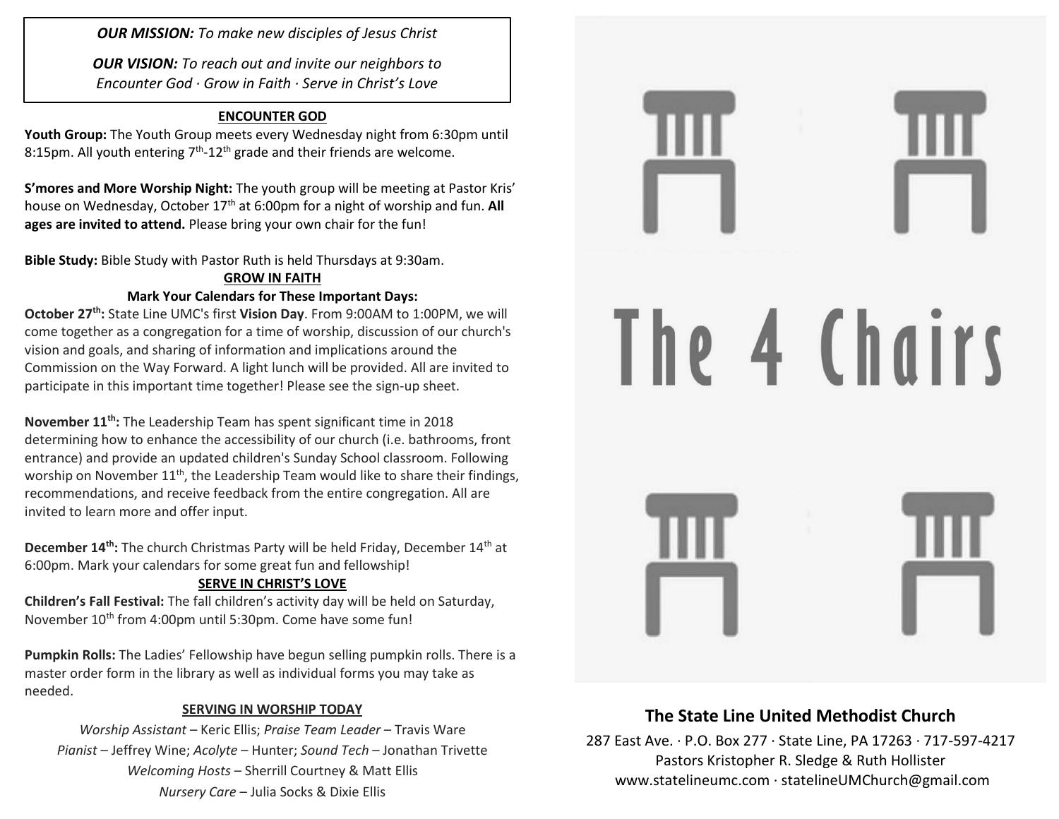*OUR MISSION: To make new disciples of Jesus Christ*

*OUR VISION: To reach out and invite our neighbors to Encounter God · Grow in Faith · Serve in Christ's Love*

## ENCOUNTER GOD

**Youth Group:** The Youth Group meets every Wednesday night from 6:30pm until 8:15pm. All youth entering 7th-12th grade and their friends are welcome.

**S'mores and More Worship Night:** The youth group will be meeting at Pastor Kris' house on Wednesday, October 17th at 6:00pm for a night of worship and fun. **All ages are invited to attend.** Please bring your own chair for the fun!

**Bible Study:** Bible Study with Pastor Ruth is held Thursdays at 9:30am.

## GROW IN FAITH

**Mark Your Calendars for These Important Days:**

**October 27th:** State Line UMC's first **Vision Day**. From 9:00AM to 1:00PM, we will come together as a congregation for a time of worship, discussion of our church's vision and goals, and sharing of information and implications around the Commission on the Way Forward. A light lunch will be provided. All are invited to participate in this important time together! Please see the sign-up sheet.

**November 11th:** The Leadership Team has spent significant time in 2018 determining how to enhance the accessibility of our church (i.e. bathrooms, front entrance) and provide an updated children's Sunday School classroom. Following worship on November 11th, the Leadership Team would like to share their findings, recommendations, and receive feedback from the entire congregation. All are invited to learn more and offer input.

**December 14th:** The church Christmas Party will be held Friday, December 14th at 6:00pm. Mark your calendars for some great fun and fellowship!

## SERVE IN CHRIST'S LOVE

**Children's Fall Festival:** The fall children's activity day will be held on Saturday, November 10th from 4:00pm until 5:30pm. Come have some fun!

**Pumpkin Rolls:** The Ladies' Fellowship have begun selling pumpkin rolls. There is a master order form in the library as well as individual forms you may take as needed.

## SERVING IN WORSHIP TODAY

*Worship Assistant* – Keric Ellis; *Praise Team Leader* – Travis Ware
*Pianist* – Jeffrey Wine; *Acolyte* – Hunter; *Sound Tech* – Jonathan Trivette
*Welcoming Hosts* – Sherrill Courtney & Matt Ellis
*Nursery Care* – Julia Socks & Dixie Ellis

# The 4 Chairs

## The State Line United Methodist Church

287 East Ave. · P.O. Box 277 · State Line, PA 17263 · 717-597-4217
Pastors Kristopher R. Sledge & Ruth Hollister
www.statelineumc.com · statelineUMChurch@gmail.com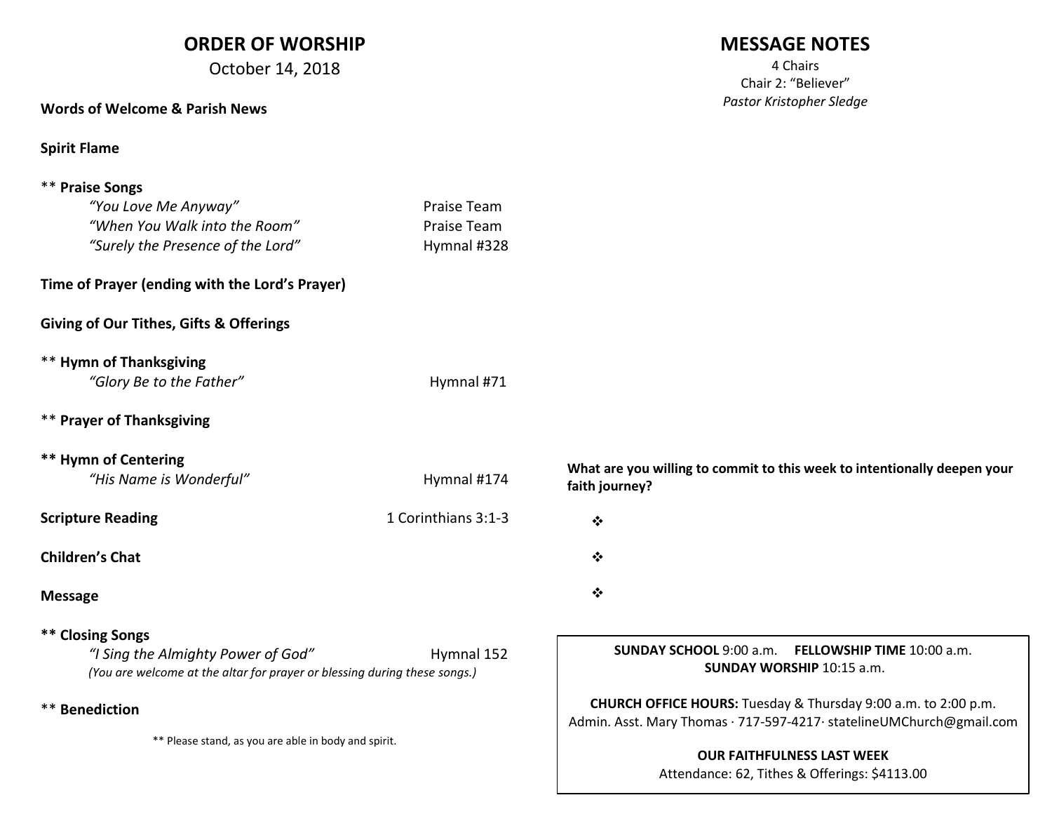## ORDER OF WORSHIP

October 14, 2018

**Words of Welcome & Parish News**

**Spirit Flame**

** **Praise Songs**

*"You Love Me Anyway"* — Praise Team
*"When You Walk into the Room"* — Praise Team
*"Surely the Presence of the Lord"* — Hymnal #328

**Time of Prayer (ending with the Lord's Prayer)**

**Giving of Our Tithes, Gifts & Offerings**

** **Hymn of Thanksgiving**

*"Glory Be to the Father"* — Hymnal #71

** **Prayer of Thanksgiving**

**** Hymn of Centering**

*"His Name is Wonderful"* — Hymnal #174

**Scripture Reading** — 1 Corinthians 3:1-3

**Children's Chat**

**Message**

**** Closing Songs**

*"I Sing the Almighty Power of God"* — Hymnal 152

*(You are welcome at the altar for prayer or blessing during these songs.)*

** **Benediction**

** Please stand, as you are able in body and spirit.

## MESSAGE NOTES

4 Chairs
Chair 2: "Believer"
*Pastor Kristopher Sledge*

**What are you willing to commit to this week to intentionally deepen your faith journey?**

- 
- 
- 

**SUNDAY SCHOOL** 9:00 a.m. **FELLOWSHIP TIME** 10:00 a.m.
**SUNDAY WORSHIP** 10:15 a.m.

**CHURCH OFFICE HOURS:** Tuesday & Thursday 9:00 a.m. to 2:00 p.m.
Admin. Asst. Mary Thomas · 717-597-4217· statelineUMChurch@gmail.com

**OUR FAITHFULNESS LAST WEEK**

Attendance: 62, Tithes & Offerings: $4113.00